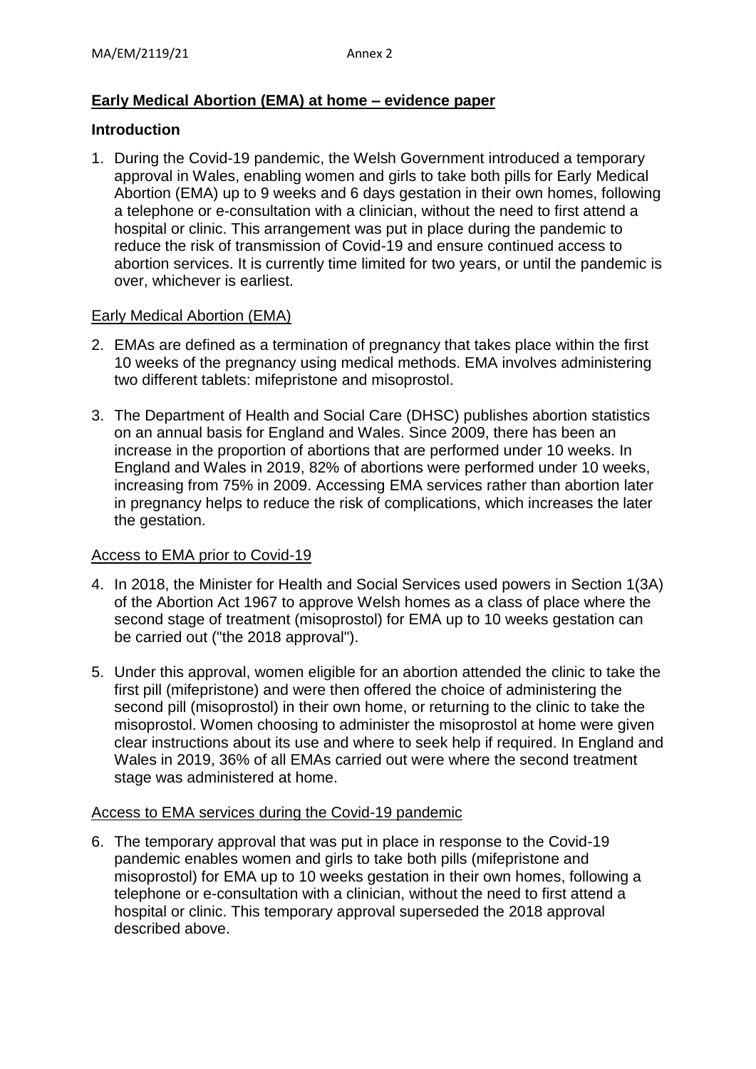## **Early Medical Abortion (EMA) at home – evidence paper**

### **Introduction**

1. During the Covid-19 pandemic, the Welsh Government introduced a temporary approval in Wales, enabling women and girls to take both pills for Early Medical Abortion (EMA) up to 9 weeks and 6 days gestation in their own homes, following a telephone or e-consultation with a clinician, without the need to first attend a hospital or clinic. This arrangement was put in place during the pandemic to reduce the risk of transmission of Covid-19 and ensure continued access to abortion services. It is currently time limited for two years, or until the pandemic is over, whichever is earliest.

<u>Early Medical Abortion (EMA)</u>

2. EMAs are defined as a termination of pregnancy that takes place within the first 10 weeks of the pregnancy using medical methods. EMA involves administering two different tablets: mifepristone and misoprostol.

3. The Department of Health and Social Care (DHSC) publishes abortion statistics on an annual basis for England and Wales. Since 2009, there has been an increase in the proportion of abortions that are performed under 10 weeks. In England and Wales in 2019, 82% of abortions were performed under 10 weeks, increasing from 75% in 2009. Accessing EMA services rather than abortion later in pregnancy helps to reduce the risk of complications, which increases the later the gestation.

<u>Access to EMA prior to Covid-19</u>

4. In 2018, the Minister for Health and Social Services used powers in Section 1(3A) of the Abortion Act 1967 to approve Welsh homes as a class of place where the second stage of treatment (misoprostol) for EMA up to 10 weeks gestation can be carried out ("the 2018 approval").

5. Under this approval, women eligible for an abortion attended the clinic to take the first pill (mifepristone) and were then offered the choice of administering the second pill (misoprostol) in their own home, or returning to the clinic to take the misoprostol. Women choosing to administer the misoprostol at home were given clear instructions about its use and where to seek help if required. In England and Wales in 2019, 36% of all EMAs carried out were where the second treatment stage was administered at home.

<u>Access to EMA services during the Covid-19 pandemic</u>

6. The temporary approval that was put in place in response to the Covid-19 pandemic enables women and girls to take both pills (mifepristone and misoprostol) for EMA up to 10 weeks gestation in their own homes, following a telephone or e-consultation with a clinician, without the need to first attend a hospital or clinic. This temporary approval superseded the 2018 approval described above.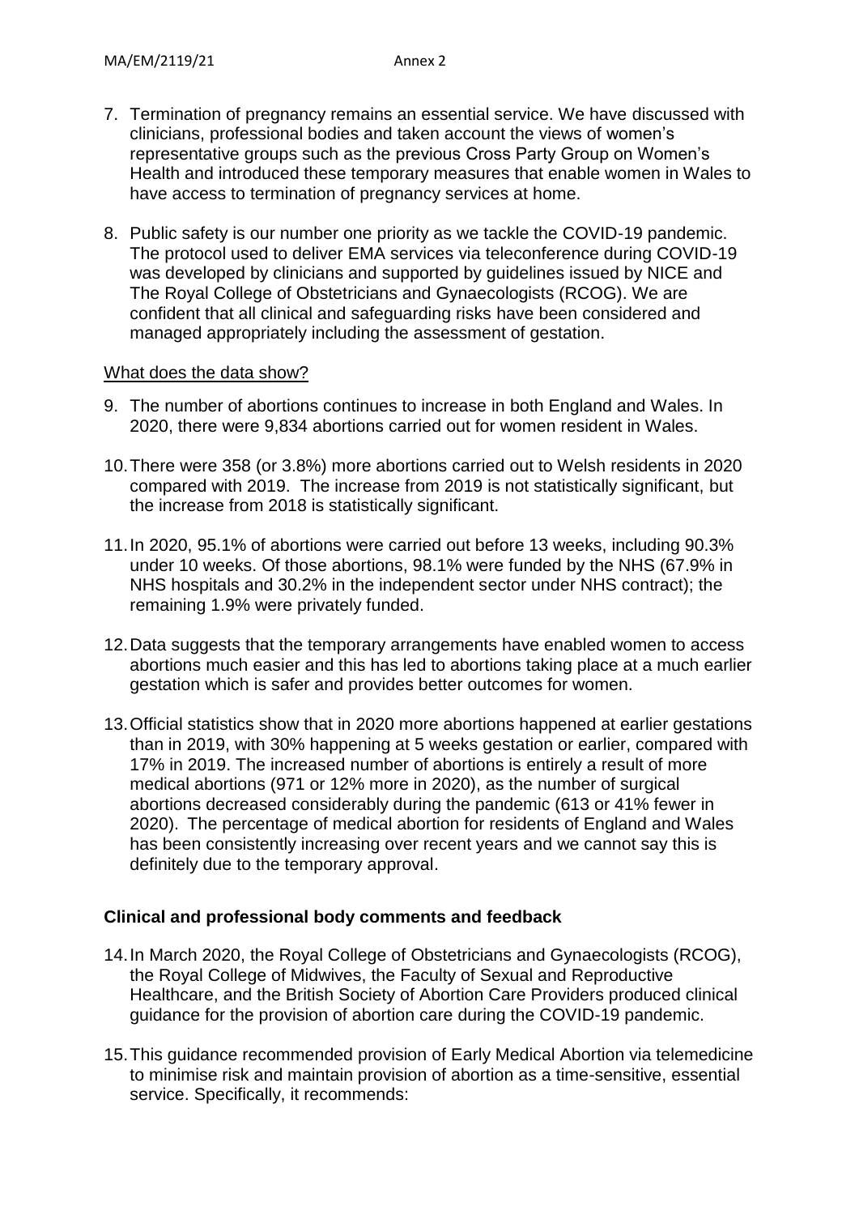7. Termination of pregnancy remains an essential service. We have discussed with clinicians, professional bodies and taken account the views of women's representative groups such as the previous Cross Party Group on Women's Health and introduced these temporary measures that enable women in Wales to have access to termination of pregnancy services at home.

8. Public safety is our number one priority as we tackle the COVID-19 pandemic. The protocol used to deliver EMA services via teleconference during COVID-19 was developed by clinicians and supported by guidelines issued by NICE and The Royal College of Obstetricians and Gynaecologists (RCOG). We are confident that all clinical and safeguarding risks have been considered and managed appropriately including the assessment of gestation.

What does the data show?

9. The number of abortions continues to increase in both England and Wales. In 2020, there were 9,834 abortions carried out for women resident in Wales.

10. There were 358 (or 3.8%) more abortions carried out to Welsh residents in 2020 compared with 2019. The increase from 2019 is not statistically significant, but the increase from 2018 is statistically significant.

11. In 2020, 95.1% of abortions were carried out before 13 weeks, including 90.3% under 10 weeks. Of those abortions, 98.1% were funded by the NHS (67.9% in NHS hospitals and 30.2% in the independent sector under NHS contract); the remaining 1.9% were privately funded.

12. Data suggests that the temporary arrangements have enabled women to access abortions much easier and this has led to abortions taking place at a much earlier gestation which is safer and provides better outcomes for women.

13. Official statistics show that in 2020 more abortions happened at earlier gestations than in 2019, with 30% happening at 5 weeks gestation or earlier, compared with 17% in 2019. The increased number of abortions is entirely a result of more medical abortions (971 or 12% more in 2020), as the number of surgical abortions decreased considerably during the pandemic (613 or 41% fewer in 2020). The percentage of medical abortion for residents of England and Wales has been consistently increasing over recent years and we cannot say this is definitely due to the temporary approval.

## Clinical and professional body comments and feedback

14. In March 2020, the Royal College of Obstetricians and Gynaecologists (RCOG), the Royal College of Midwives, the Faculty of Sexual and Reproductive Healthcare, and the British Society of Abortion Care Providers produced clinical guidance for the provision of abortion care during the COVID-19 pandemic.

15. This guidance recommended provision of Early Medical Abortion via telemedicine to minimise risk and maintain provision of abortion as a time-sensitive, essential service. Specifically, it recommends: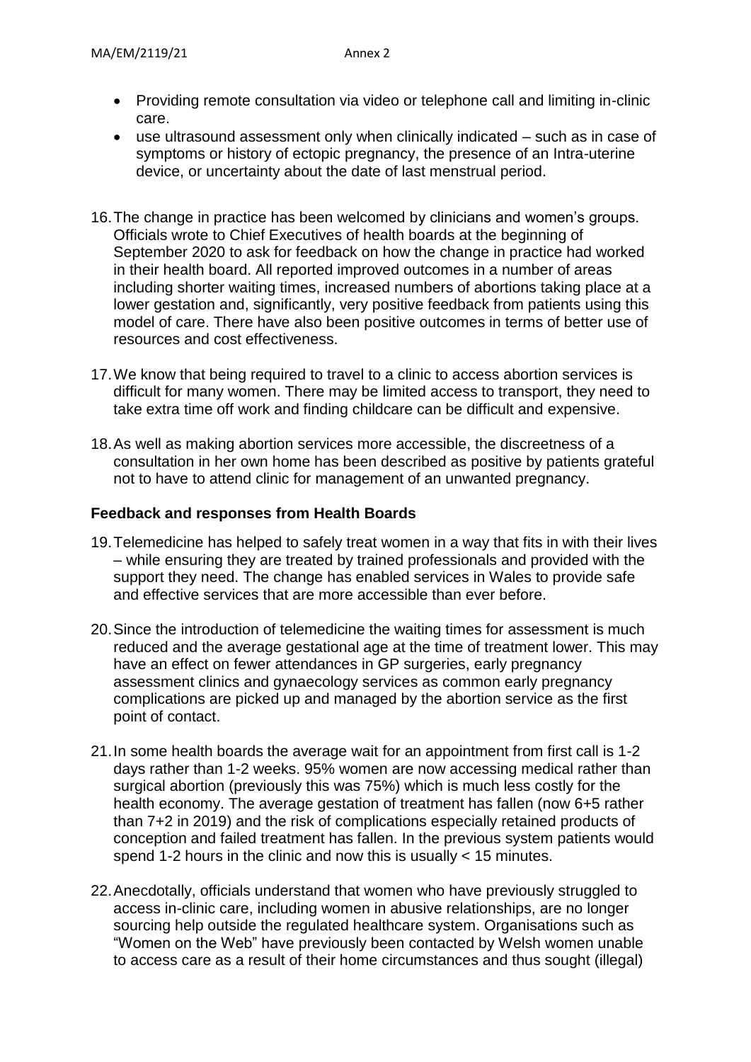- Providing remote consultation via video or telephone call and limiting in-clinic care.
- use ultrasound assessment only when clinically indicated – such as in case of symptoms or history of ectopic pregnancy, the presence of an Intra-uterine device, or uncertainty about the date of last menstrual period.

16. The change in practice has been welcomed by clinicians and women's groups. Officials wrote to Chief Executives of health boards at the beginning of September 2020 to ask for feedback on how the change in practice had worked in their health board. All reported improved outcomes in a number of areas including shorter waiting times, increased numbers of abortions taking place at a lower gestation and, significantly, very positive feedback from patients using this model of care. There have also been positive outcomes in terms of better use of resources and cost effectiveness.

17. We know that being required to travel to a clinic to access abortion services is difficult for many women. There may be limited access to transport, they need to take extra time off work and finding childcare can be difficult and expensive.

18. As well as making abortion services more accessible, the discreetness of a consultation in her own home has been described as positive by patients grateful not to have to attend clinic for management of an unwanted pregnancy.

### Feedback and responses from Health Boards

19. Telemedicine has helped to safely treat women in a way that fits in with their lives – while ensuring they are treated by trained professionals and provided with the support they need. The change has enabled services in Wales to provide safe and effective services that are more accessible than ever before.

20. Since the introduction of telemedicine the waiting times for assessment is much reduced and the average gestational age at the time of treatment lower. This may have an effect on fewer attendances in GP surgeries, early pregnancy assessment clinics and gynaecology services as common early pregnancy complications are picked up and managed by the abortion service as the first point of contact.

21. In some health boards the average wait for an appointment from first call is 1-2 days rather than 1-2 weeks. 95% women are now accessing medical rather than surgical abortion (previously this was 75%) which is much less costly for the health economy. The average gestation of treatment has fallen (now 6+5 rather than 7+2 in 2019) and the risk of complications especially retained products of conception and failed treatment has fallen. In the previous system patients would spend 1-2 hours in the clinic and now this is usually < 15 minutes.

22. Anecdotally, officials understand that women who have previously struggled to access in-clinic care, including women in abusive relationships, are no longer sourcing help outside the regulated healthcare system. Organisations such as "Women on the Web" have previously been contacted by Welsh women unable to access care as a result of their home circumstances and thus sought (illegal)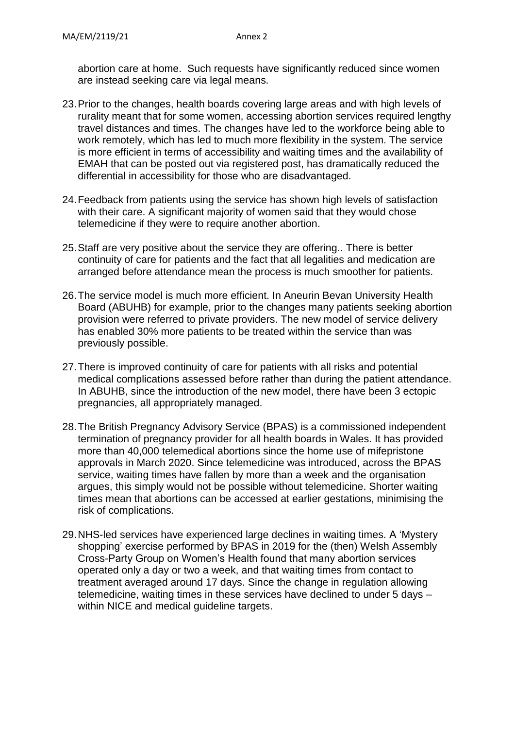abortion care at home. Such requests have significantly reduced since women are instead seeking care via legal means.

23. Prior to the changes, health boards covering large areas and with high levels of rurality meant that for some women, accessing abortion services required lengthy travel distances and times. The changes have led to the workforce being able to work remotely, which has led to much more flexibility in the system. The service is more efficient in terms of accessibility and waiting times and the availability of EMAH that can be posted out via registered post, has dramatically reduced the differential in accessibility for those who are disadvantaged.

24. Feedback from patients using the service has shown high levels of satisfaction with their care. A significant majority of women said that they would chose telemedicine if they were to require another abortion.

25. Staff are very positive about the service they are offering.. There is better continuity of care for patients and the fact that all legalities and medication are arranged before attendance mean the process is much smoother for patients.

26. The service model is much more efficient. In Aneurin Bevan University Health Board (ABUHB) for example, prior to the changes many patients seeking abortion provision were referred to private providers. The new model of service delivery has enabled 30% more patients to be treated within the service than was previously possible.

27. There is improved continuity of care for patients with all risks and potential medical complications assessed before rather than during the patient attendance. In ABUHB, since the introduction of the new model, there have been 3 ectopic pregnancies, all appropriately managed.

28. The British Pregnancy Advisory Service (BPAS) is a commissioned independent termination of pregnancy provider for all health boards in Wales. It has provided more than 40,000 telemedical abortions since the home use of mifepristone approvals in March 2020. Since telemedicine was introduced, across the BPAS service, waiting times have fallen by more than a week and the organisation argues, this simply would not be possible without telemedicine. Shorter waiting times mean that abortions can be accessed at earlier gestations, minimising the risk of complications.

29. NHS-led services have experienced large declines in waiting times. A 'Mystery shopping' exercise performed by BPAS in 2019 for the (then) Welsh Assembly Cross-Party Group on Women's Health found that many abortion services operated only a day or two a week, and that waiting times from contact to treatment averaged around 17 days. Since the change in regulation allowing telemedicine, waiting times in these services have declined to under 5 days – within NICE and medical guideline targets.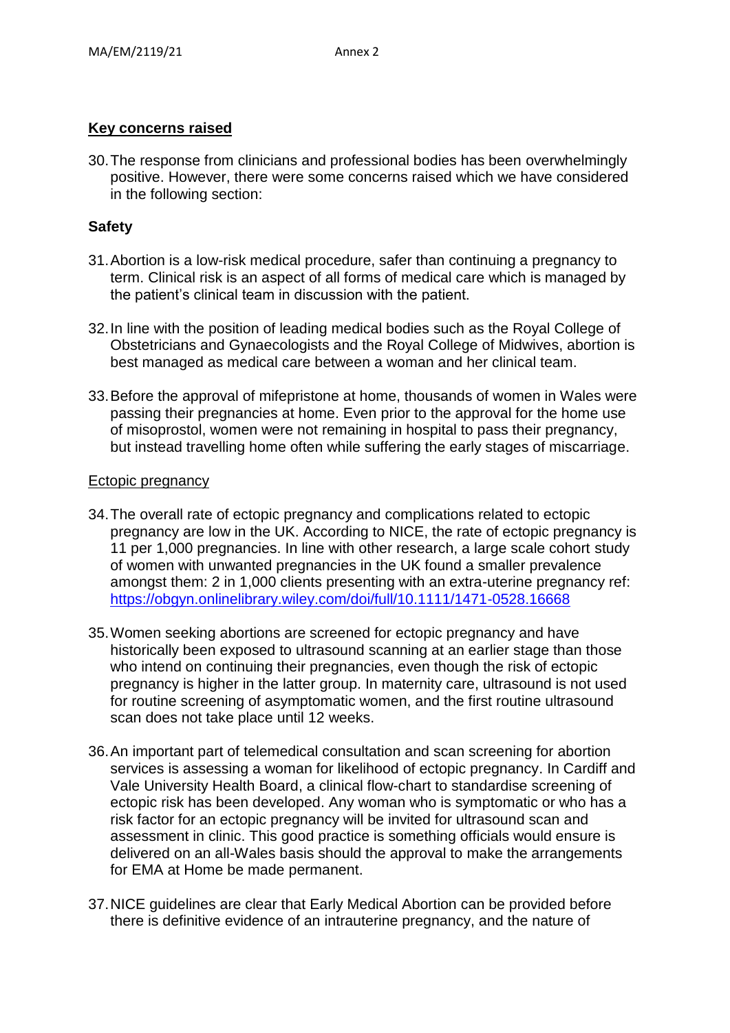## Key concerns raised

30. The response from clinicians and professional bodies has been overwhelmingly positive. However, there were some concerns raised which we have considered in the following section:

### Safety

31. Abortion is a low-risk medical procedure, safer than continuing a pregnancy to term. Clinical risk is an aspect of all forms of medical care which is managed by the patient's clinical team in discussion with the patient.

32. In line with the position of leading medical bodies such as the Royal College of Obstetricians and Gynaecologists and the Royal College of Midwives, abortion is best managed as medical care between a woman and her clinical team.

33. Before the approval of mifepristone at home, thousands of women in Wales were passing their pregnancies at home. Even prior to the approval for the home use of misoprostol, women were not remaining in hospital to pass their pregnancy, but instead travelling home often while suffering the early stages of miscarriage.

#### Ectopic pregnancy

34. The overall rate of ectopic pregnancy and complications related to ectopic pregnancy are low in the UK. According to NICE, the rate of ectopic pregnancy is 11 per 1,000 pregnancies. In line with other research, a large scale cohort study of women with unwanted pregnancies in the UK found a smaller prevalence amongst them: 2 in 1,000 clients presenting with an extra-uterine pregnancy ref: https://obgyn.onlinelibrary.wiley.com/doi/full/10.1111/1471-0528.16668

35. Women seeking abortions are screened for ectopic pregnancy and have historically been exposed to ultrasound scanning at an earlier stage than those who intend on continuing their pregnancies, even though the risk of ectopic pregnancy is higher in the latter group. In maternity care, ultrasound is not used for routine screening of asymptomatic women, and the first routine ultrasound scan does not take place until 12 weeks.

36. An important part of telemedical consultation and scan screening for abortion services is assessing a woman for likelihood of ectopic pregnancy. In Cardiff and Vale University Health Board, a clinical flow-chart to standardise screening of ectopic risk has been developed. Any woman who is symptomatic or who has a risk factor for an ectopic pregnancy will be invited for ultrasound scan and assessment in clinic. This good practice is something officials would ensure is delivered on an all-Wales basis should the approval to make the arrangements for EMA at Home be made permanent.

37. NICE guidelines are clear that Early Medical Abortion can be provided before there is definitive evidence of an intrauterine pregnancy, and the nature of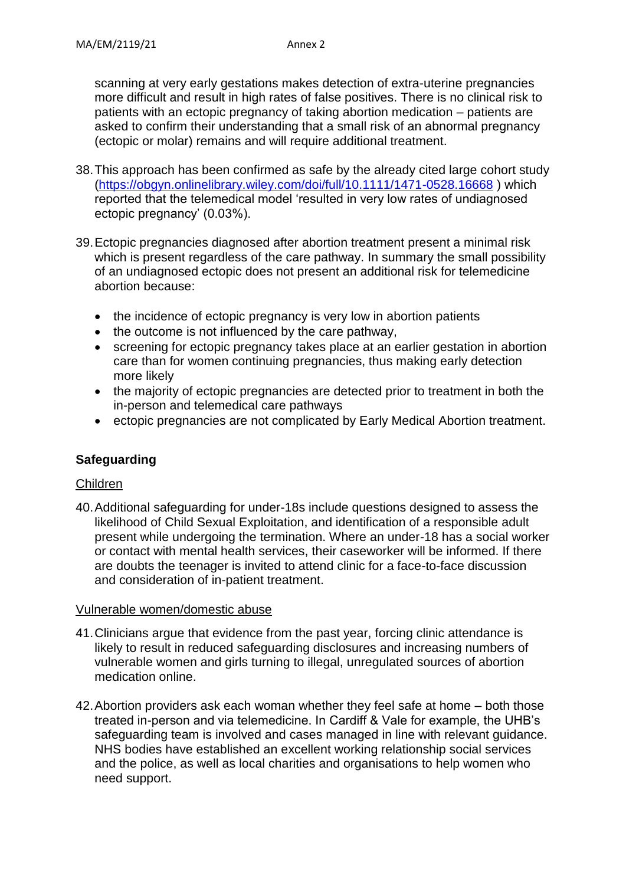scanning at very early gestations makes detection of extra-uterine pregnancies more difficult and result in high rates of false positives. There is no clinical risk to patients with an ectopic pregnancy of taking abortion medication – patients are asked to confirm their understanding that a small risk of an abnormal pregnancy (ectopic or molar) remains and will require additional treatment.

38. This approach has been confirmed as safe by the already cited large cohort study (https://obgyn.onlinelibrary.wiley.com/doi/full/10.1111/1471-0528.16668 ) which reported that the telemedical model 'resulted in very low rates of undiagnosed ectopic pregnancy' (0.03%).

39. Ectopic pregnancies diagnosed after abortion treatment present a minimal risk which is present regardless of the care pathway. In summary the small possibility of an undiagnosed ectopic does not present an additional risk for telemedicine abortion because:

- the incidence of ectopic pregnancy is very low in abortion patients
- the outcome is not influenced by the care pathway,
- screening for ectopic pregnancy takes place at an earlier gestation in abortion care than for women continuing pregnancies, thus making early detection more likely
- the majority of ectopic pregnancies are detected prior to treatment in both the in-person and telemedical care pathways
- ectopic pregnancies are not complicated by Early Medical Abortion treatment.

## Safeguarding

Children

40. Additional safeguarding for under-18s include questions designed to assess the likelihood of Child Sexual Exploitation, and identification of a responsible adult present while undergoing the termination. Where an under-18 has a social worker or contact with mental health services, their caseworker will be informed. If there are doubts the teenager is invited to attend clinic for a face-to-face discussion and consideration of in-patient treatment.

Vulnerable women/domestic abuse

41. Clinicians argue that evidence from the past year, forcing clinic attendance is likely to result in reduced safeguarding disclosures and increasing numbers of vulnerable women and girls turning to illegal, unregulated sources of abortion medication online.

42. Abortion providers ask each woman whether they feel safe at home – both those treated in-person and via telemedicine. In Cardiff & Vale for example, the UHB's safeguarding team is involved and cases managed in line with relevant guidance. NHS bodies have established an excellent working relationship social services and the police, as well as local charities and organisations to help women who need support.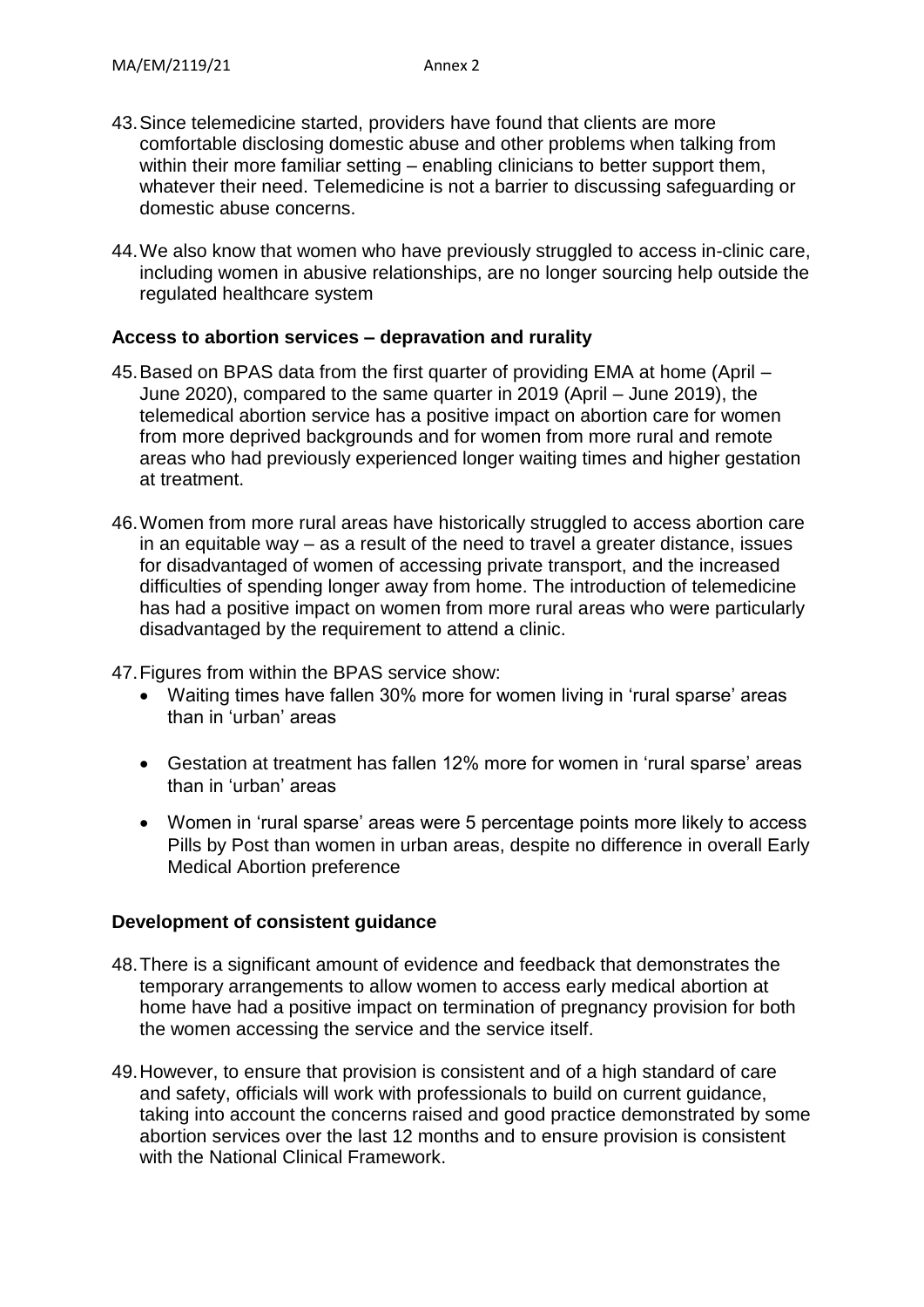43. Since telemedicine started, providers have found that clients are more comfortable disclosing domestic abuse and other problems when talking from within their more familiar setting – enabling clinicians to better support them, whatever their need. Telemedicine is not a barrier to discussing safeguarding or domestic abuse concerns.

44. We also know that women who have previously struggled to access in-clinic care, including women in abusive relationships, are no longer sourcing help outside the regulated healthcare system

**Access to abortion services – depravation and rurality**

45. Based on BPAS data from the first quarter of providing EMA at home (April – June 2020), compared to the same quarter in 2019 (April – June 2019), the telemedical abortion service has a positive impact on abortion care for women from more deprived backgrounds and for women from more rural and remote areas who had previously experienced longer waiting times and higher gestation at treatment.

46. Women from more rural areas have historically struggled to access abortion care in an equitable way – as a result of the need to travel a greater distance, issues for disadvantaged of women of accessing private transport, and the increased difficulties of spending longer away from home. The introduction of telemedicine has had a positive impact on women from more rural areas who were particularly disadvantaged by the requirement to attend a clinic.

47. Figures from within the BPAS service show:
    - Waiting times have fallen 30% more for women living in 'rural sparse' areas than in 'urban' areas
    - Gestation at treatment has fallen 12% more for women in 'rural sparse' areas than in 'urban' areas
    - Women in 'rural sparse' areas were 5 percentage points more likely to access Pills by Post than women in urban areas, despite no difference in overall Early Medical Abortion preference

**Development of consistent guidance**

48. There is a significant amount of evidence and feedback that demonstrates the temporary arrangements to allow women to access early medical abortion at home have had a positive impact on termination of pregnancy provision for both the women accessing the service and the service itself.

49. However, to ensure that provision is consistent and of a high standard of care and safety, officials will work with professionals to build on current guidance, taking into account the concerns raised and good practice demonstrated by some abortion services over the last 12 months and to ensure provision is consistent with the National Clinical Framework.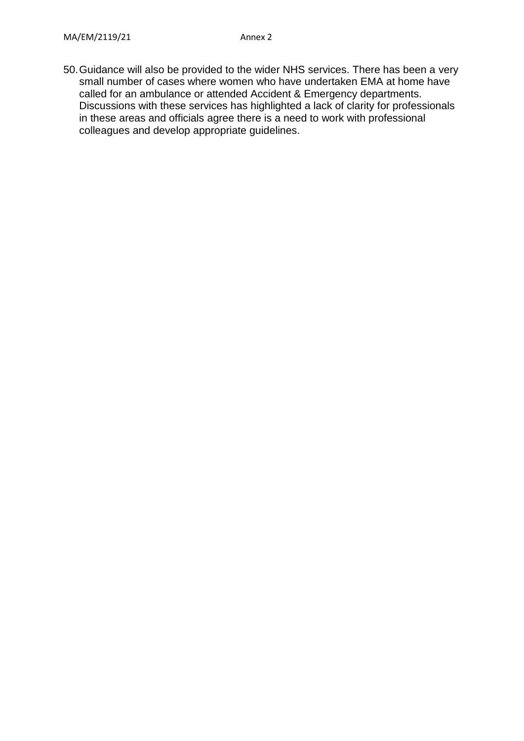50. Guidance will also be provided to the wider NHS services. There has been a very small number of cases where women who have undertaken EMA at home have called for an ambulance or attended Accident & Emergency departments. Discussions with these services has highlighted a lack of clarity for professionals in these areas and officials agree there is a need to work with professional colleagues and develop appropriate guidelines.